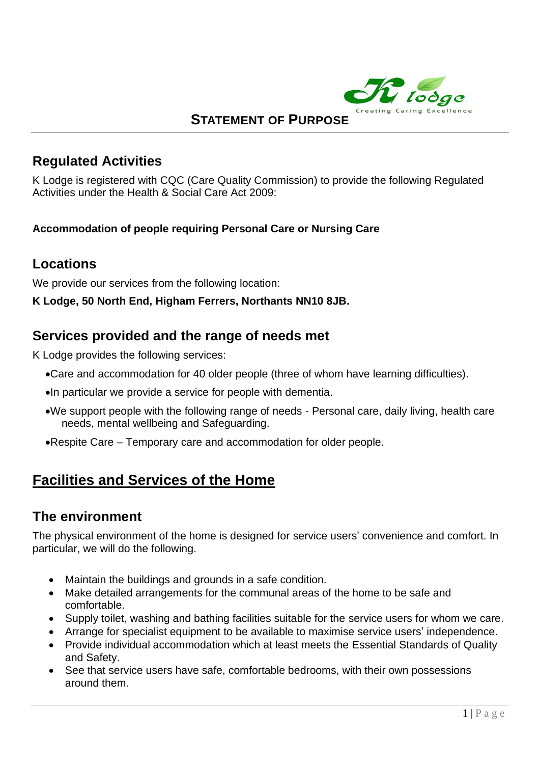# STATEMENT OF PURPOSE

## Regulated Activities

K Lodge is registered with CQC (Care Quality Commission) to provide the following Regulated Activities under the Health & Social Care Act 2009:

**Accommodation of people requiring Personal Care or Nursing Care**

## Locations

We provide our services from the following location:

**K Lodge, 50 North End, Higham Ferrers, Northants NN10 8JB.**

## Services provided and the range of needs met

K Lodge provides the following services:

- Care and accommodation for 40 older people (three of whom have learning difficulties).
- In particular we provide a service for people with dementia.
- We support people with the following range of needs - Personal care, daily living, health care needs, mental wellbeing and Safeguarding.
- Respite Care – Temporary care and accommodation for older people.

# Facilities and Services of the Home

## The environment

The physical environment of the home is designed for service users' convenience and comfort. In particular, we will do the following.

- Maintain the buildings and grounds in a safe condition.
- Make detailed arrangements for the communal areas of the home to be safe and comfortable.
- Supply toilet, washing and bathing facilities suitable for the service users for whom we care.
- Arrange for specialist equipment to be available to maximise service users' independence.
- Provide individual accommodation which at least meets the Essential Standards of Quality and Safety.
- See that service users have safe, comfortable bedrooms, with their own possessions around them.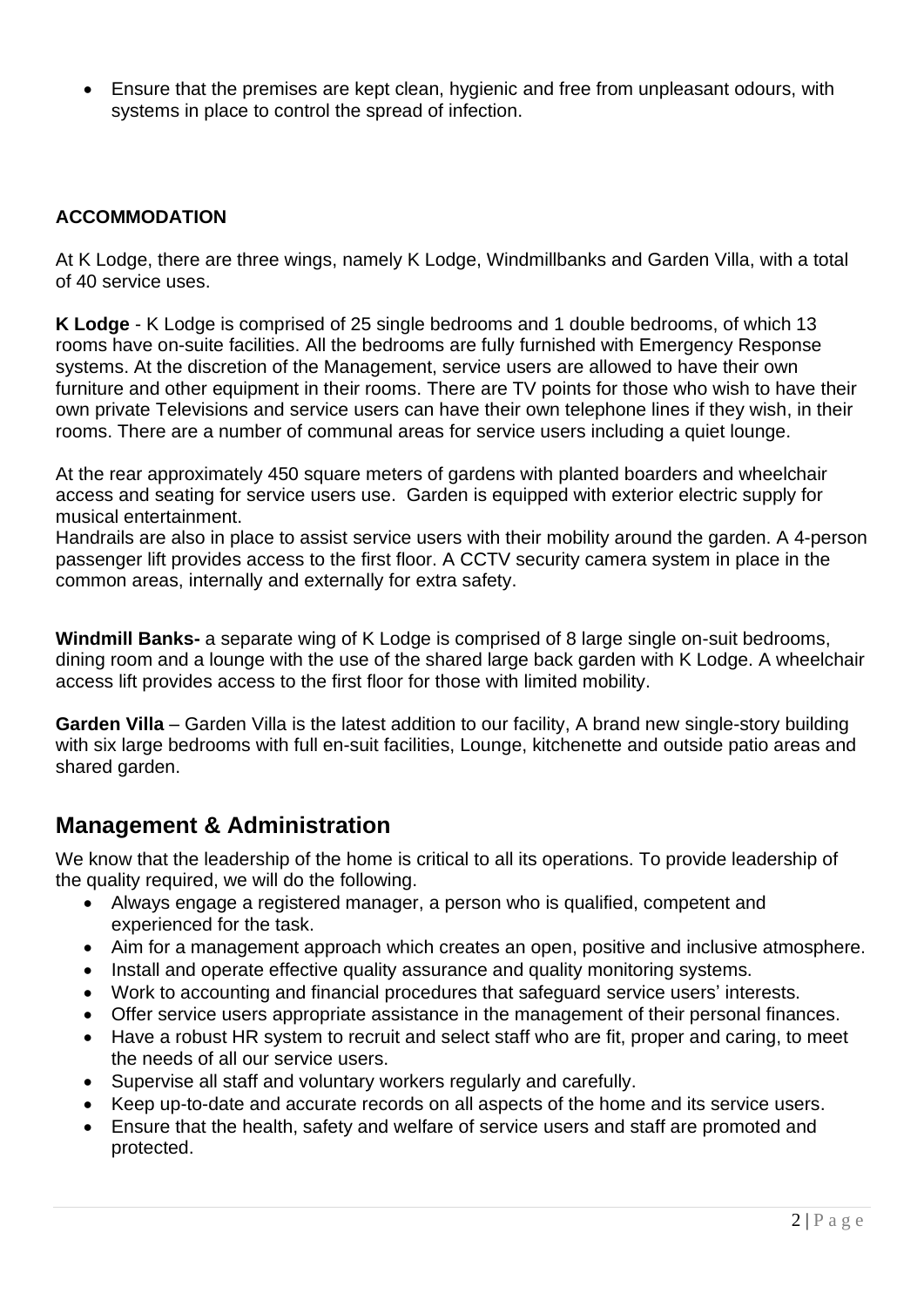- Ensure that the premises are kept clean, hygienic and free from unpleasant odours, with systems in place to control the spread of infection.

**ACCOMMODATION**

At K Lodge, there are three wings, namely K Lodge, Windmillbanks and Garden Villa, with a total of 40 service uses.

**K Lodge** - K Lodge is comprised of 25 single bedrooms and 1 double bedrooms, of which 13 rooms have on-suite facilities. All the bedrooms are fully furnished with Emergency Response systems. At the discretion of the Management, service users are allowed to have their own furniture and other equipment in their rooms. There are TV points for those who wish to have their own private Televisions and service users can have their own telephone lines if they wish, in their rooms. There are a number of communal areas for service users including a quiet lounge.

At the rear approximately 450 square meters of gardens with planted boarders and wheelchair access and seating for service users use. Garden is equipped with exterior electric supply for musical entertainment.
Handrails are also in place to assist service users with their mobility around the garden. A 4-person passenger lift provides access to the first floor. A CCTV security camera system in place in the common areas, internally and externally for extra safety.

**Windmill Banks-** a separate wing of K Lodge is comprised of 8 large single on-suit bedrooms, dining room and a lounge with the use of the shared large back garden with K Lodge. A wheelchair access lift provides access to the first floor for those with limited mobility.

**Garden Villa** – Garden Villa is the latest addition to our facility, A brand new single-story building with six large bedrooms with full en-suit facilities, Lounge, kitchenette and outside patio areas and shared garden.

## Management & Administration

We know that the leadership of the home is critical to all its operations. To provide leadership of the quality required, we will do the following.

- Always engage a registered manager, a person who is qualified, competent and experienced for the task.
- Aim for a management approach which creates an open, positive and inclusive atmosphere.
- Install and operate effective quality assurance and quality monitoring systems.
- Work to accounting and financial procedures that safeguard service users' interests.
- Offer service users appropriate assistance in the management of their personal finances.
- Have a robust HR system to recruit and select staff who are fit, proper and caring, to meet the needs of all our service users.
- Supervise all staff and voluntary workers regularly and carefully.
- Keep up-to-date and accurate records on all aspects of the home and its service users.
- Ensure that the health, safety and welfare of service users and staff are promoted and protected.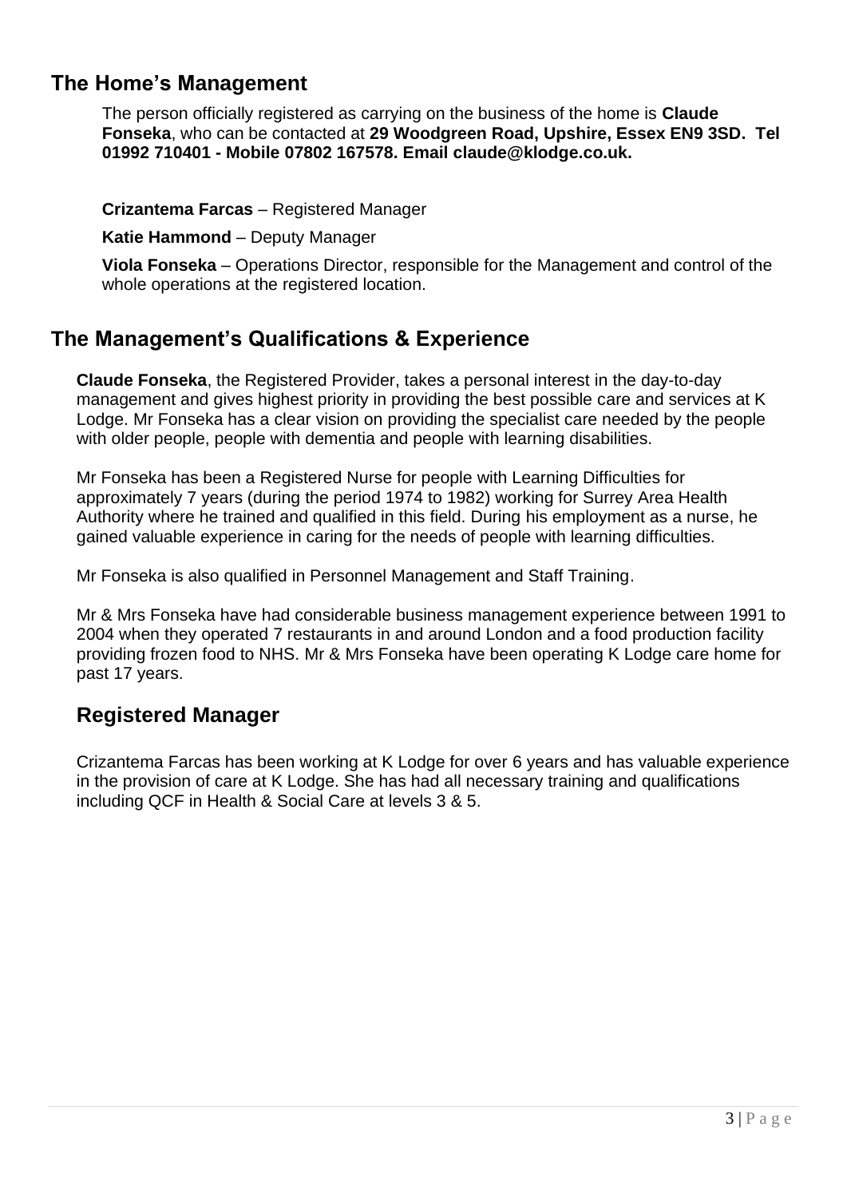## The Home's Management

The person officially registered as carrying on the business of the home is **Claude Fonseka**, who can be contacted at **29 Woodgreen Road, Upshire, Essex EN9 3SD. Tel 01992 710401 - Mobile 07802 167578. Email claude@klodge.co.uk.**

**Crizantema Farcas** – Registered Manager

**Katie Hammond** – Deputy Manager

**Viola Fonseka** – Operations Director, responsible for the Management and control of the whole operations at the registered location.

## The Management's Qualifications & Experience

**Claude Fonseka**, the Registered Provider, takes a personal interest in the day-to-day management and gives highest priority in providing the best possible care and services at K Lodge. Mr Fonseka has a clear vision on providing the specialist care needed by the people with older people, people with dementia and people with learning disabilities.

Mr Fonseka has been a Registered Nurse for people with Learning Difficulties for approximately 7 years (during the period 1974 to 1982) working for Surrey Area Health Authority where he trained and qualified in this field. During his employment as a nurse, he gained valuable experience in caring for the needs of people with learning difficulties.

Mr Fonseka is also qualified in Personnel Management and Staff Training.

Mr & Mrs Fonseka have had considerable business management experience between 1991 to 2004 when they operated 7 restaurants in and around London and a food production facility providing frozen food to NHS. Mr & Mrs Fonseka have been operating K Lodge care home for past 17 years.

## Registered Manager

Crizantema Farcas has been working at K Lodge for over 6 years and has valuable experience in the provision of care at K Lodge. She has had all necessary training and qualifications including QCF in Health & Social Care at levels 3 & 5.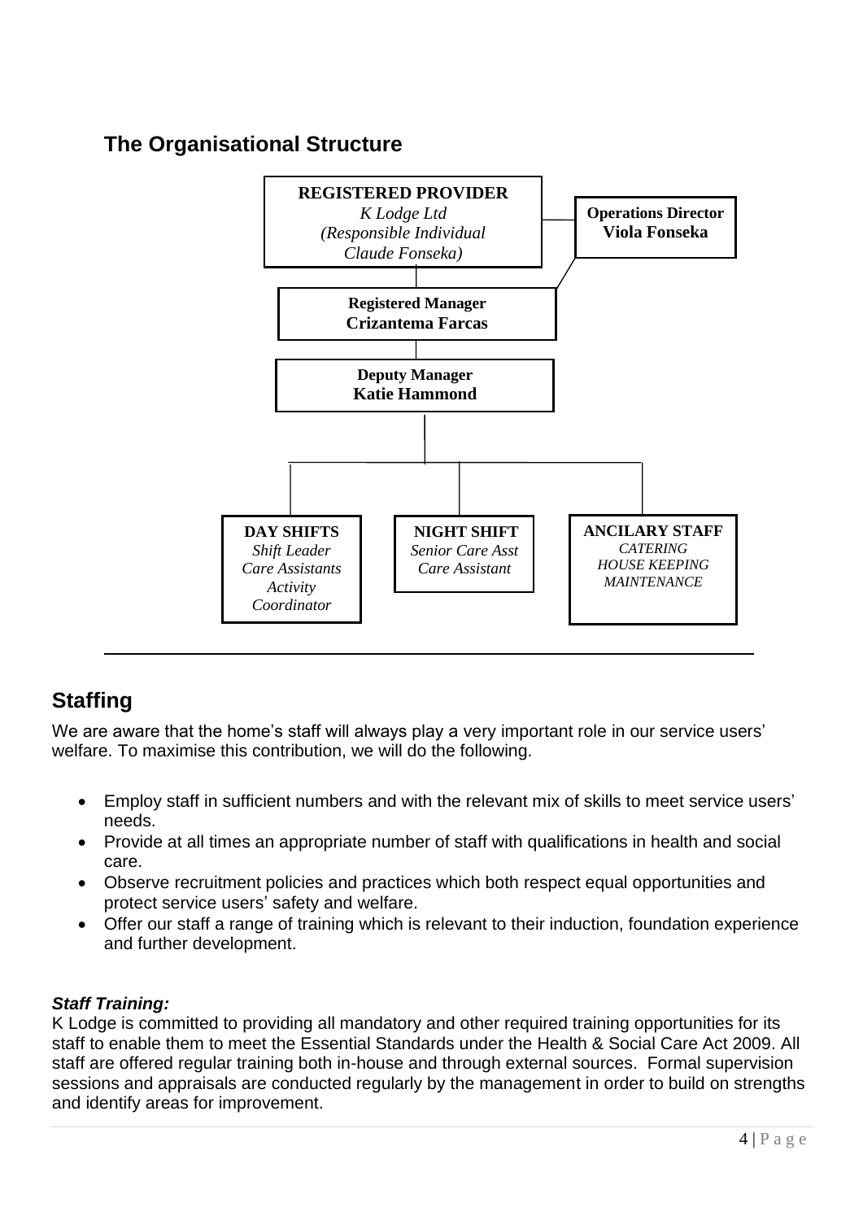## The Organisational Structure

**REGISTERED PROVIDER**
*K Lodge Ltd*
*(Responsible Individual*
*Claude Fonseka)*

**Operations Director**
**Viola Fonseka**

**Registered Manager**
**Crizantema Farcas**

**Deputy Manager**
**Katie Hammond**

**DAY SHIFTS**
*Shift Leader*
*Care Assistants*
*Activity Coordinator*

**NIGHT SHIFT**
*Senior Care Asst*
*Care Assistant*

**ANCILARY STAFF**
*CATERING*
*HOUSE KEEPING*
*MAINTENANCE*

## Staffing

We are aware that the home's staff will always play a very important role in our service users' welfare. To maximise this contribution, we will do the following.

- Employ staff in sufficient numbers and with the relevant mix of skills to meet service users' needs.
- Provide at all times an appropriate number of staff with qualifications in health and social care.
- Observe recruitment policies and practices which both respect equal opportunities and protect service users' safety and welfare.
- Offer our staff a range of training which is relevant to their induction, foundation experience and further development.

***Staff Training:***
K Lodge is committed to providing all mandatory and other required training opportunities for its staff to enable them to meet the Essential Standards under the Health & Social Care Act 2009. All staff are offered regular training both in-house and through external sources. Formal supervision sessions and appraisals are conducted regularly by the management in order to build on strengths and identify areas for improvement.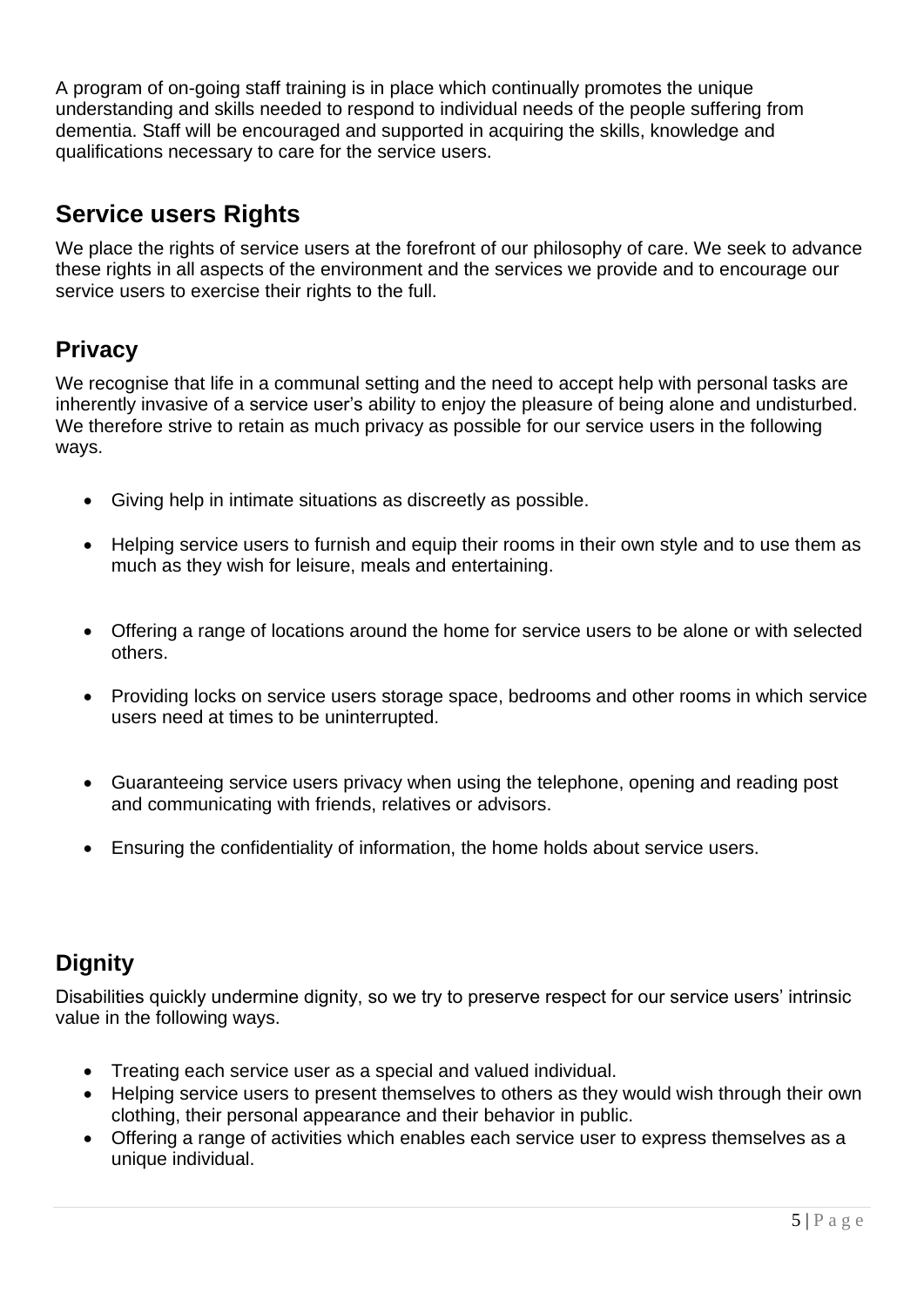A program of on-going staff training is in place which continually promotes the unique understanding and skills needed to respond to individual needs of the people suffering from dementia. Staff will be encouraged and supported in acquiring the skills, knowledge and qualifications necessary to care for the service users.

## Service users Rights

We place the rights of service users at the forefront of our philosophy of care. We seek to advance these rights in all aspects of the environment and the services we provide and to encourage our service users to exercise their rights to the full.

## Privacy

We recognise that life in a communal setting and the need to accept help with personal tasks are inherently invasive of a service user's ability to enjoy the pleasure of being alone and undisturbed. We therefore strive to retain as much privacy as possible for our service users in the following ways.

- Giving help in intimate situations as discreetly as possible.
- Helping service users to furnish and equip their rooms in their own style and to use them as much as they wish for leisure, meals and entertaining.
- Offering a range of locations around the home for service users to be alone or with selected others.
- Providing locks on service users storage space, bedrooms and other rooms in which service users need at times to be uninterrupted.
- Guaranteeing service users privacy when using the telephone, opening and reading post and communicating with friends, relatives or advisors.
- Ensuring the confidentiality of information, the home holds about service users.

## Dignity

Disabilities quickly undermine dignity, so we try to preserve respect for our service users' intrinsic value in the following ways.

- Treating each service user as a special and valued individual.
- Helping service users to present themselves to others as they would wish through their own clothing, their personal appearance and their behavior in public.
- Offering a range of activities which enables each service user to express themselves as a unique individual.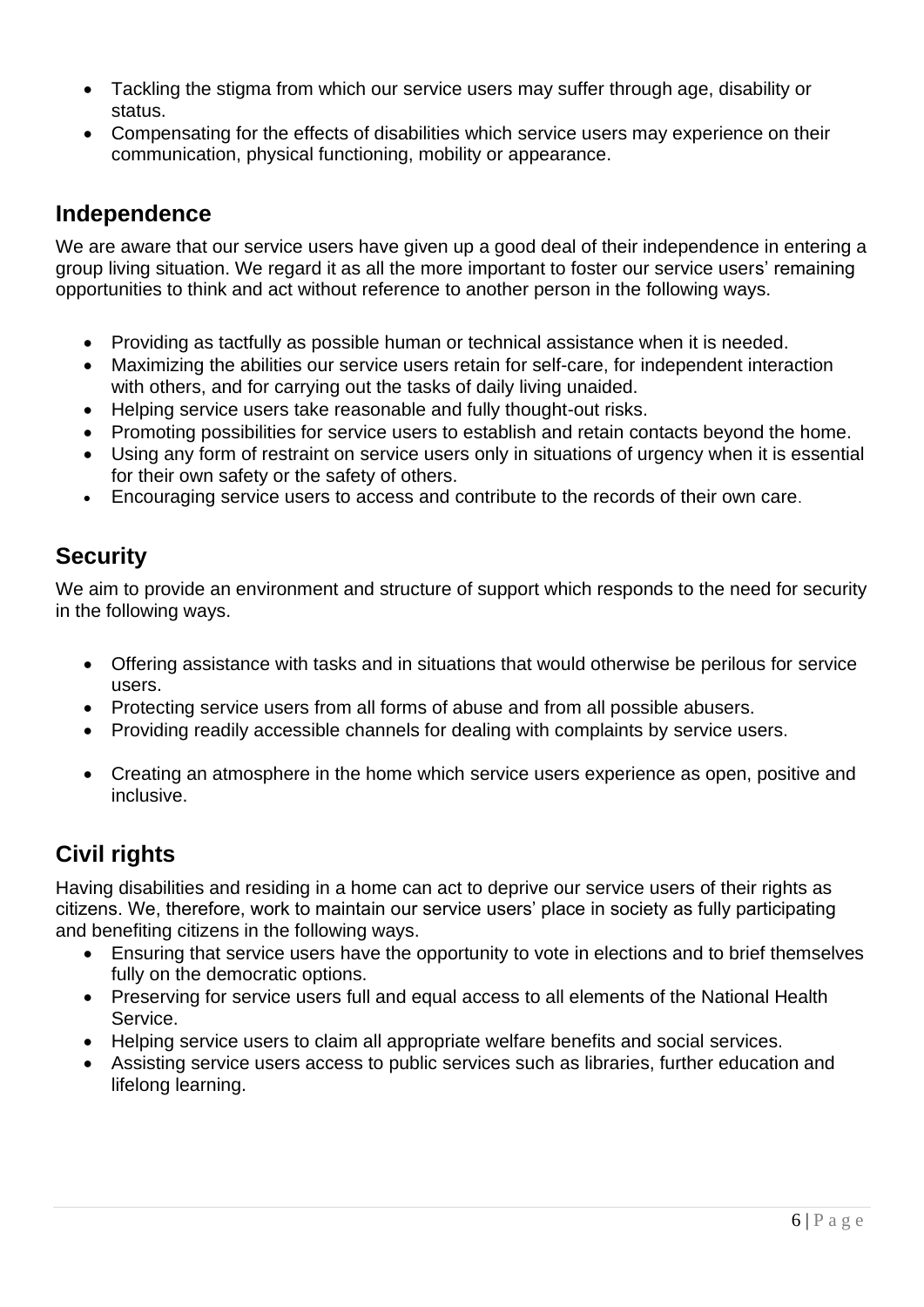- Tackling the stigma from which our service users may suffer through age, disability or status.
- Compensating for the effects of disabilities which service users may experience on their communication, physical functioning, mobility or appearance.

## Independence

We are aware that our service users have given up a good deal of their independence in entering a group living situation. We regard it as all the more important to foster our service users' remaining opportunities to think and act without reference to another person in the following ways.

- Providing as tactfully as possible human or technical assistance when it is needed.
- Maximizing the abilities our service users retain for self-care, for independent interaction with others, and for carrying out the tasks of daily living unaided.
- Helping service users take reasonable and fully thought-out risks.
- Promoting possibilities for service users to establish and retain contacts beyond the home.
- Using any form of restraint on service users only in situations of urgency when it is essential for their own safety or the safety of others.
- Encouraging service users to access and contribute to the records of their own care.

## Security

We aim to provide an environment and structure of support which responds to the need for security in the following ways.

- Offering assistance with tasks and in situations that would otherwise be perilous for service users.
- Protecting service users from all forms of abuse and from all possible abusers.
- Providing readily accessible channels for dealing with complaints by service users.
- Creating an atmosphere in the home which service users experience as open, positive and inclusive.

## Civil rights

Having disabilities and residing in a home can act to deprive our service users of their rights as citizens. We, therefore, work to maintain our service users' place in society as fully participating and benefiting citizens in the following ways.

- Ensuring that service users have the opportunity to vote in elections and to brief themselves fully on the democratic options.
- Preserving for service users full and equal access to all elements of the National Health Service.
- Helping service users to claim all appropriate welfare benefits and social services.
- Assisting service users access to public services such as libraries, further education and lifelong learning.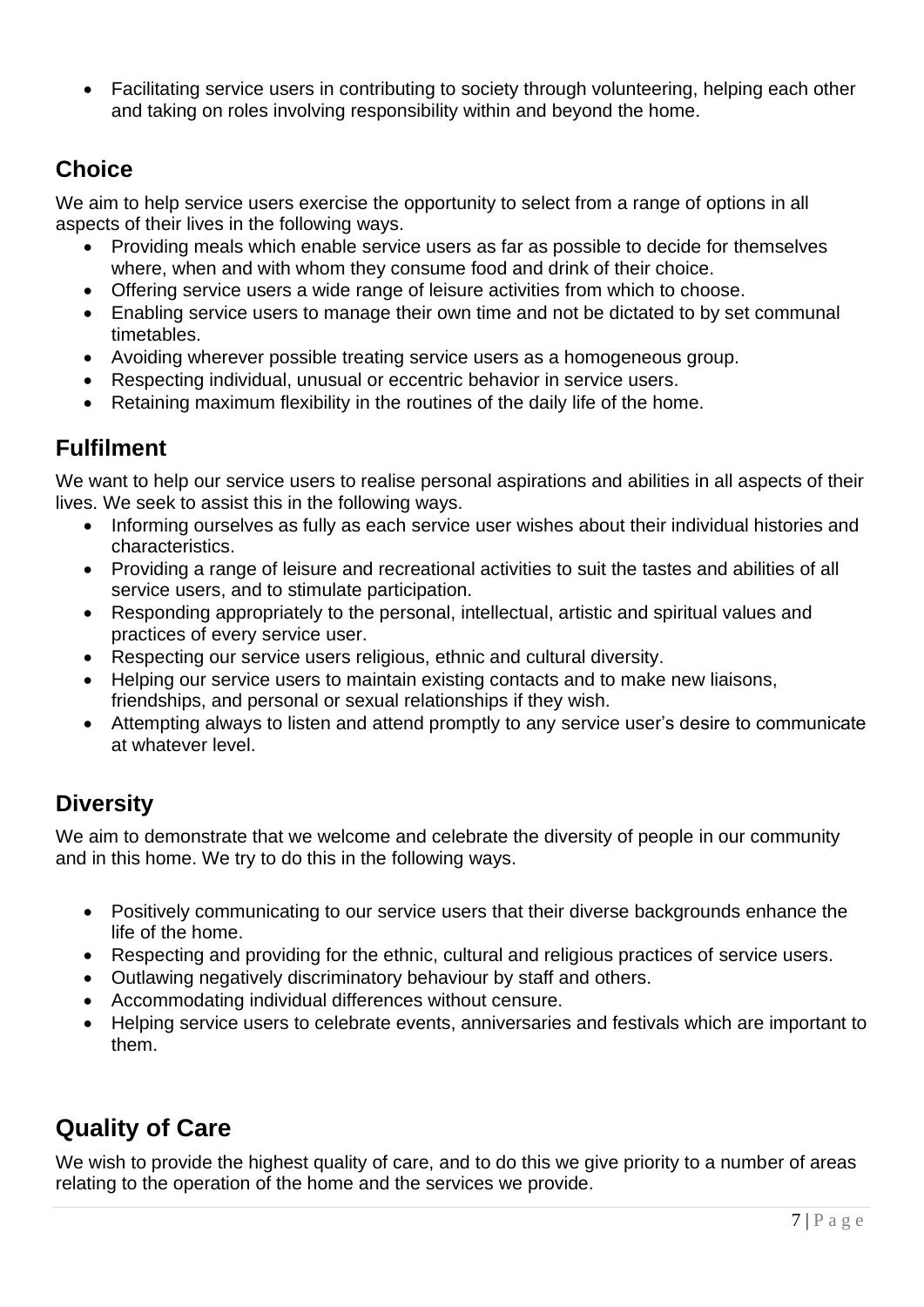- Facilitating service users in contributing to society through volunteering, helping each other and taking on roles involving responsibility within and beyond the home.

## Choice

We aim to help service users exercise the opportunity to select from a range of options in all aspects of their lives in the following ways.

- Providing meals which enable service users as far as possible to decide for themselves where, when and with whom they consume food and drink of their choice.
- Offering service users a wide range of leisure activities from which to choose.
- Enabling service users to manage their own time and not be dictated to by set communal timetables.
- Avoiding wherever possible treating service users as a homogeneous group.
- Respecting individual, unusual or eccentric behavior in service users.
- Retaining maximum flexibility in the routines of the daily life of the home.

## Fulfilment

We want to help our service users to realise personal aspirations and abilities in all aspects of their lives. We seek to assist this in the following ways.

- Informing ourselves as fully as each service user wishes about their individual histories and characteristics.
- Providing a range of leisure and recreational activities to suit the tastes and abilities of all service users, and to stimulate participation.
- Responding appropriately to the personal, intellectual, artistic and spiritual values and practices of every service user.
- Respecting our service users religious, ethnic and cultural diversity.
- Helping our service users to maintain existing contacts and to make new liaisons, friendships, and personal or sexual relationships if they wish.
- Attempting always to listen and attend promptly to any service user's desire to communicate at whatever level.

## Diversity

We aim to demonstrate that we welcome and celebrate the diversity of people in our community and in this home. We try to do this in the following ways.

- Positively communicating to our service users that their diverse backgrounds enhance the life of the home.
- Respecting and providing for the ethnic, cultural and religious practices of service users.
- Outlawing negatively discriminatory behaviour by staff and others.
- Accommodating individual differences without censure.
- Helping service users to celebrate events, anniversaries and festivals which are important to them.

# Quality of Care

We wish to provide the highest quality of care, and to do this we give priority to a number of areas relating to the operation of the home and the services we provide.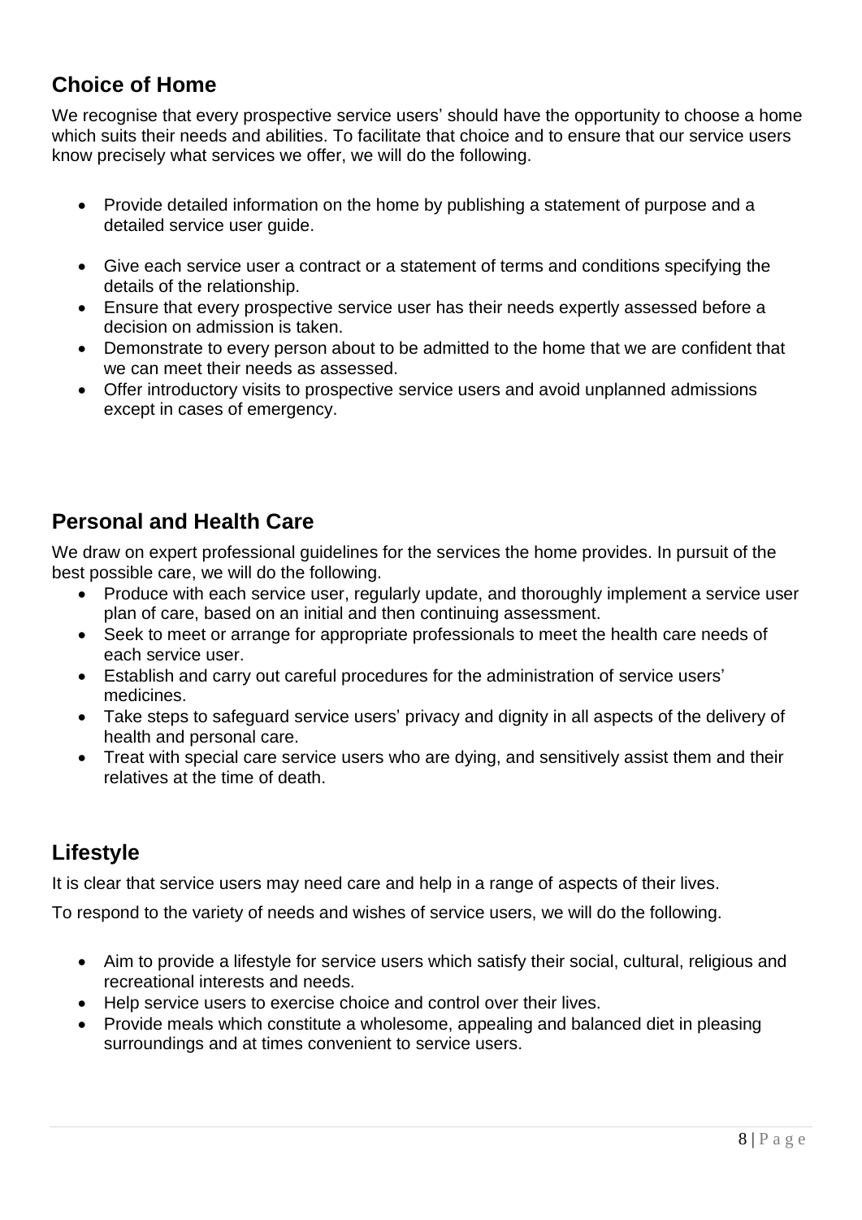## Choice of Home

We recognise that every prospective service users' should have the opportunity to choose a home which suits their needs and abilities. To facilitate that choice and to ensure that our service users know precisely what services we offer, we will do the following.

- Provide detailed information on the home by publishing a statement of purpose and a detailed service user guide.
- Give each service user a contract or a statement of terms and conditions specifying the details of the relationship.
- Ensure that every prospective service user has their needs expertly assessed before a decision on admission is taken.
- Demonstrate to every person about to be admitted to the home that we are confident that we can meet their needs as assessed.
- Offer introductory visits to prospective service users and avoid unplanned admissions except in cases of emergency.

## Personal and Health Care

We draw on expert professional guidelines for the services the home provides. In pursuit of the best possible care, we will do the following.

- Produce with each service user, regularly update, and thoroughly implement a service user plan of care, based on an initial and then continuing assessment.
- Seek to meet or arrange for appropriate professionals to meet the health care needs of each service user.
- Establish and carry out careful procedures for the administration of service users' medicines.
- Take steps to safeguard service users' privacy and dignity in all aspects of the delivery of health and personal care.
- Treat with special care service users who are dying, and sensitively assist them and their relatives at the time of death.

## Lifestyle

It is clear that service users may need care and help in a range of aspects of their lives.

To respond to the variety of needs and wishes of service users, we will do the following.

- Aim to provide a lifestyle for service users which satisfy their social, cultural, religious and recreational interests and needs.
- Help service users to exercise choice and control over their lives.
- Provide meals which constitute a wholesome, appealing and balanced diet in pleasing surroundings and at times convenient to service users.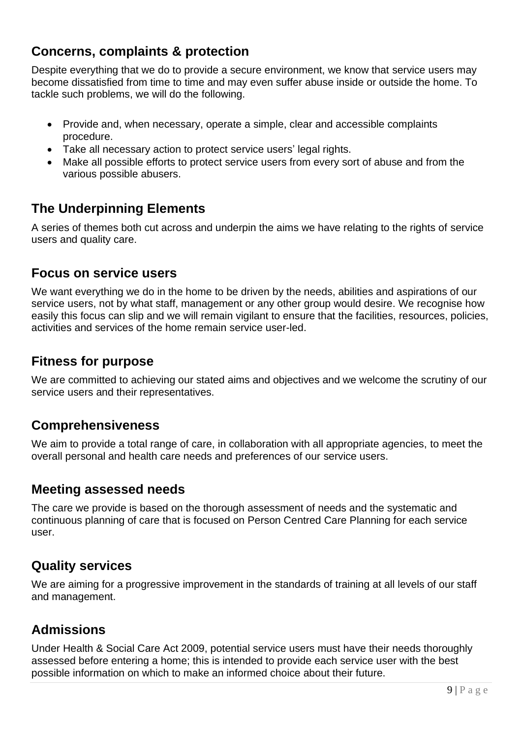## Concerns, complaints & protection

Despite everything that we do to provide a secure environment, we know that service users may become dissatisfied from time to time and may even suffer abuse inside or outside the home. To tackle such problems, we will do the following.

- Provide and, when necessary, operate a simple, clear and accessible complaints procedure.
- Take all necessary action to protect service users' legal rights.
- Make all possible efforts to protect service users from every sort of abuse and from the various possible abusers.

## The Underpinning Elements

A series of themes both cut across and underpin the aims we have relating to the rights of service users and quality care.

## Focus on service users

We want everything we do in the home to be driven by the needs, abilities and aspirations of our service users, not by what staff, management or any other group would desire. We recognise how easily this focus can slip and we will remain vigilant to ensure that the facilities, resources, policies, activities and services of the home remain service user-led.

## Fitness for purpose

We are committed to achieving our stated aims and objectives and we welcome the scrutiny of our service users and their representatives.

## Comprehensiveness

We aim to provide a total range of care, in collaboration with all appropriate agencies, to meet the overall personal and health care needs and preferences of our service users.

## Meeting assessed needs

The care we provide is based on the thorough assessment of needs and the systematic and continuous planning of care that is focused on Person Centred Care Planning for each service user.

## Quality services

We are aiming for a progressive improvement in the standards of training at all levels of our staff and management.

## Admissions

Under Health & Social Care Act 2009, potential service users must have their needs thoroughly assessed before entering a home; this is intended to provide each service user with the best possible information on which to make an informed choice about their future.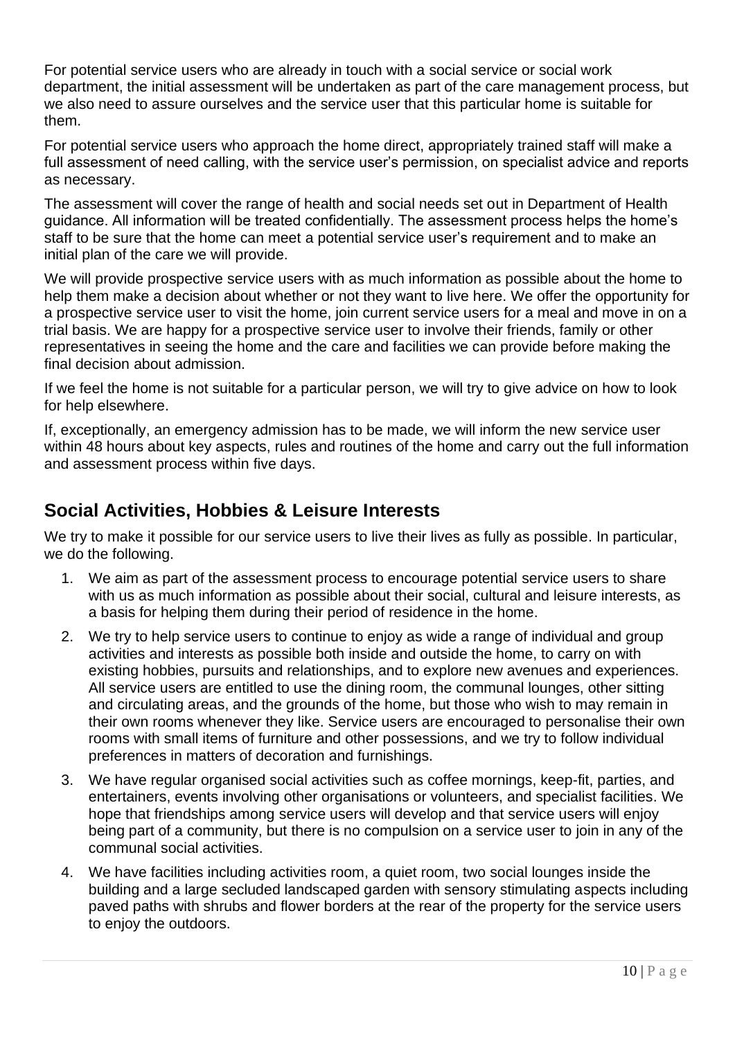For potential service users who are already in touch with a social service or social work department, the initial assessment will be undertaken as part of the care management process, but we also need to assure ourselves and the service user that this particular home is suitable for them.

For potential service users who approach the home direct, appropriately trained staff will make a full assessment of need calling, with the service user's permission, on specialist advice and reports as necessary.

The assessment will cover the range of health and social needs set out in Department of Health guidance. All information will be treated confidentially. The assessment process helps the home's staff to be sure that the home can meet a potential service user's requirement and to make an initial plan of the care we will provide.

We will provide prospective service users with as much information as possible about the home to help them make a decision about whether or not they want to live here. We offer the opportunity for a prospective service user to visit the home, join current service users for a meal and move in on a trial basis. We are happy for a prospective service user to involve their friends, family or other representatives in seeing the home and the care and facilities we can provide before making the final decision about admission.

If we feel the home is not suitable for a particular person, we will try to give advice on how to look for help elsewhere.

If, exceptionally, an emergency admission has to be made, we will inform the new service user within 48 hours about key aspects, rules and routines of the home and carry out the full information and assessment process within five days.

## Social Activities, Hobbies & Leisure Interests

We try to make it possible for our service users to live their lives as fully as possible. In particular, we do the following.

1. We aim as part of the assessment process to encourage potential service users to share with us as much information as possible about their social, cultural and leisure interests, as a basis for helping them during their period of residence in the home.
2. We try to help service users to continue to enjoy as wide a range of individual and group activities and interests as possible both inside and outside the home, to carry on with existing hobbies, pursuits and relationships, and to explore new avenues and experiences. All service users are entitled to use the dining room, the communal lounges, other sitting and circulating areas, and the grounds of the home, but those who wish to may remain in their own rooms whenever they like. Service users are encouraged to personalise their own rooms with small items of furniture and other possessions, and we try to follow individual preferences in matters of decoration and furnishings.
3. We have regular organised social activities such as coffee mornings, keep-fit, parties, and entertainers, events involving other organisations or volunteers, and specialist facilities. We hope that friendships among service users will develop and that service users will enjoy being part of a community, but there is no compulsion on a service user to join in any of the communal social activities.
4. We have facilities including activities room, a quiet room, two social lounges inside the building and a large secluded landscaped garden with sensory stimulating aspects including paved paths with shrubs and flower borders at the rear of the property for the service users to enjoy the outdoors.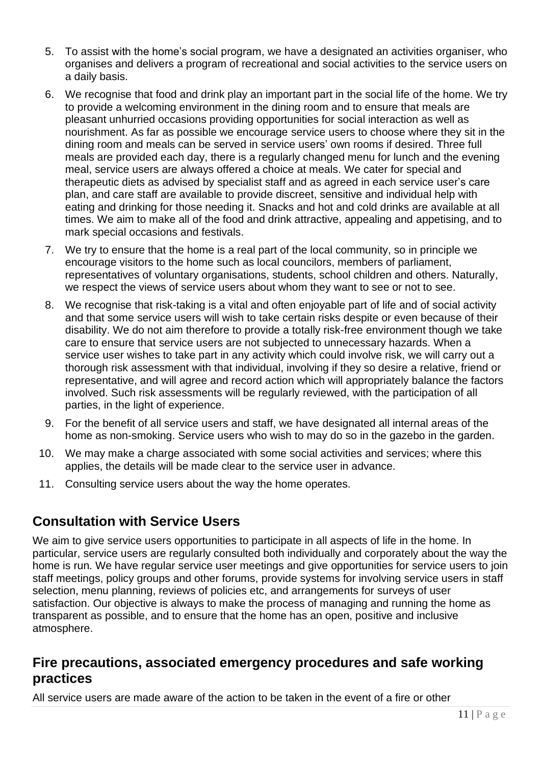5. To assist with the home's social program, we have a designated an activities organiser, who organises and delivers a program of recreational and social activities to the service users on a daily basis.
6. We recognise that food and drink play an important part in the social life of the home. We try to provide a welcoming environment in the dining room and to ensure that meals are pleasant unhurried occasions providing opportunities for social interaction as well as nourishment. As far as possible we encourage service users to choose where they sit in the dining room and meals can be served in service users' own rooms if desired. Three full meals are provided each day, there is a regularly changed menu for lunch and the evening meal, service users are always offered a choice at meals. We cater for special and therapeutic diets as advised by specialist staff and as agreed in each service user's care plan, and care staff are available to provide discreet, sensitive and individual help with eating and drinking for those needing it. Snacks and hot and cold drinks are available at all times. We aim to make all of the food and drink attractive, appealing and appetising, and to mark special occasions and festivals.
7. We try to ensure that the home is a real part of the local community, so in principle we encourage visitors to the home such as local councilors, members of parliament, representatives of voluntary organisations, students, school children and others. Naturally, we respect the views of service users about whom they want to see or not to see.
8. We recognise that risk-taking is a vital and often enjoyable part of life and of social activity and that some service users will wish to take certain risks despite or even because of their disability. We do not aim therefore to provide a totally risk-free environment though we take care to ensure that service users are not subjected to unnecessary hazards. When a service user wishes to take part in any activity which could involve risk, we will carry out a thorough risk assessment with that individual, involving if they so desire a relative, friend or representative, and will agree and record action which will appropriately balance the factors involved. Such risk assessments will be regularly reviewed, with the participation of all parties, in the light of experience.
9. For the benefit of all service users and staff, we have designated all internal areas of the home as non-smoking. Service users who wish to may do so in the gazebo in the garden.
10. We may make a charge associated with some social activities and services; where this applies, the details will be made clear to the service user in advance.
11. Consulting service users about the way the home operates.

## Consultation with Service Users

We aim to give service users opportunities to participate in all aspects of life in the home. In particular, service users are regularly consulted both individually and corporately about the way the home is run. We have regular service user meetings and give opportunities for service users to join staff meetings, policy groups and other forums, provide systems for involving service users in staff selection, menu planning, reviews of policies etc, and arrangements for surveys of user satisfaction. Our objective is always to make the process of managing and running the home as transparent as possible, and to ensure that the home has an open, positive and inclusive atmosphere.

## Fire precautions, associated emergency procedures and safe working practices

All service users are made aware of the action to be taken in the event of a fire or other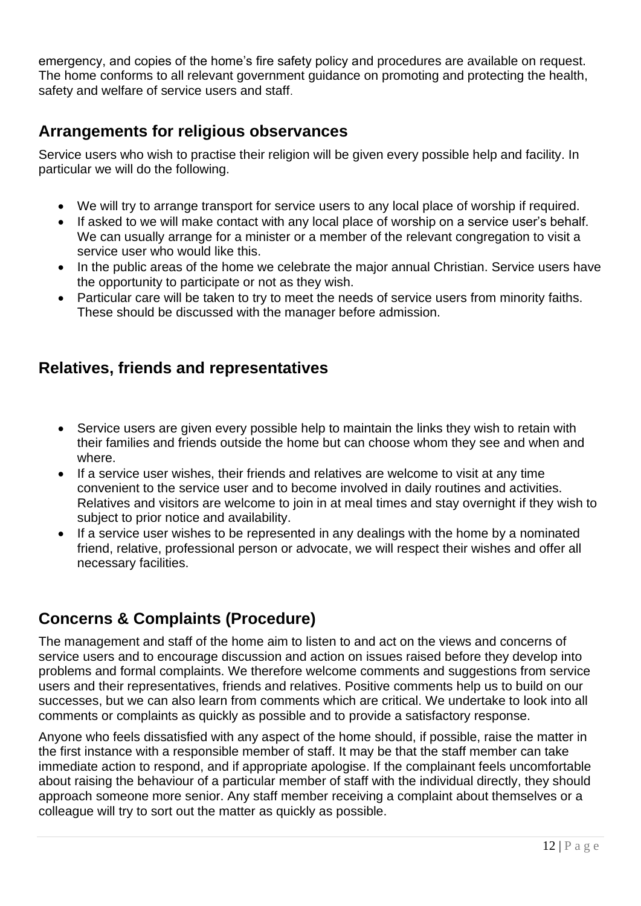emergency, and copies of the home's fire safety policy and procedures are available on request. The home conforms to all relevant government guidance on promoting and protecting the health, safety and welfare of service users and staff.

## Arrangements for religious observances

Service users who wish to practise their religion will be given every possible help and facility. In particular we will do the following.

- We will try to arrange transport for service users to any local place of worship if required.
- If asked to we will make contact with any local place of worship on a service user's behalf. We can usually arrange for a minister or a member of the relevant congregation to visit a service user who would like this.
- In the public areas of the home we celebrate the major annual Christian. Service users have the opportunity to participate or not as they wish.
- Particular care will be taken to try to meet the needs of service users from minority faiths. These should be discussed with the manager before admission.

## Relatives, friends and representatives

- Service users are given every possible help to maintain the links they wish to retain with their families and friends outside the home but can choose whom they see and when and where.
- If a service user wishes, their friends and relatives are welcome to visit at any time convenient to the service user and to become involved in daily routines and activities. Relatives and visitors are welcome to join in at meal times and stay overnight if they wish to subject to prior notice and availability.
- If a service user wishes to be represented in any dealings with the home by a nominated friend, relative, professional person or advocate, we will respect their wishes and offer all necessary facilities.

## Concerns & Complaints (Procedure)

The management and staff of the home aim to listen to and act on the views and concerns of service users and to encourage discussion and action on issues raised before they develop into problems and formal complaints. We therefore welcome comments and suggestions from service users and their representatives, friends and relatives. Positive comments help us to build on our successes, but we can also learn from comments which are critical. We undertake to look into all comments or complaints as quickly as possible and to provide a satisfactory response.

Anyone who feels dissatisfied with any aspect of the home should, if possible, raise the matter in the first instance with a responsible member of staff. It may be that the staff member can take immediate action to respond, and if appropriate apologise. If the complainant feels uncomfortable about raising the behaviour of a particular member of staff with the individual directly, they should approach someone more senior. Any staff member receiving a complaint about themselves or a colleague will try to sort out the matter as quickly as possible.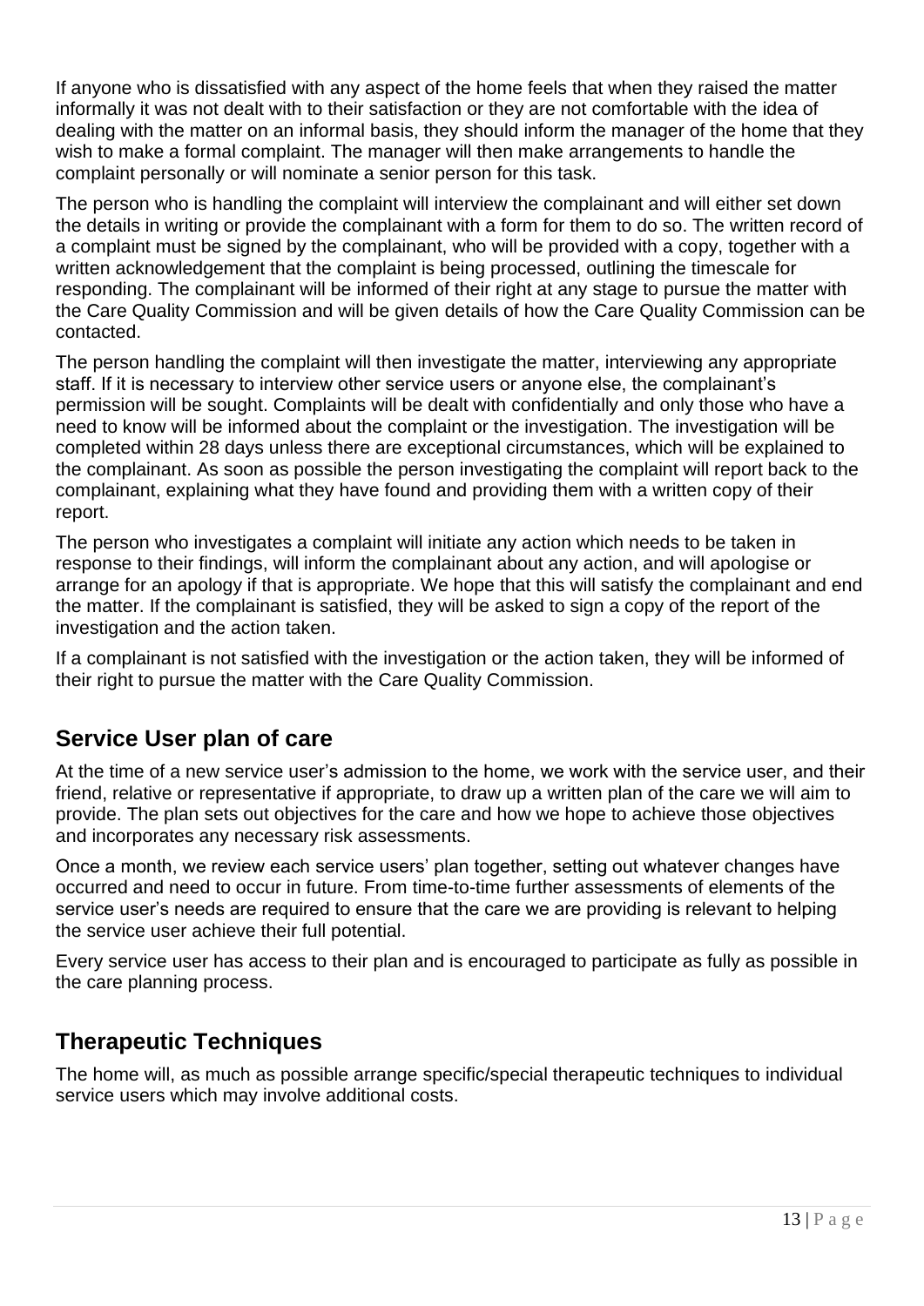If anyone who is dissatisfied with any aspect of the home feels that when they raised the matter informally it was not dealt with to their satisfaction or they are not comfortable with the idea of dealing with the matter on an informal basis, they should inform the manager of the home that they wish to make a formal complaint. The manager will then make arrangements to handle the complaint personally or will nominate a senior person for this task.

The person who is handling the complaint will interview the complainant and will either set down the details in writing or provide the complainant with a form for them to do so. The written record of a complaint must be signed by the complainant, who will be provided with a copy, together with a written acknowledgement that the complaint is being processed, outlining the timescale for responding. The complainant will be informed of their right at any stage to pursue the matter with the Care Quality Commission and will be given details of how the Care Quality Commission can be contacted.

The person handling the complaint will then investigate the matter, interviewing any appropriate staff. If it is necessary to interview other service users or anyone else, the complainant's permission will be sought. Complaints will be dealt with confidentially and only those who have a need to know will be informed about the complaint or the investigation. The investigation will be completed within 28 days unless there are exceptional circumstances, which will be explained to the complainant. As soon as possible the person investigating the complaint will report back to the complainant, explaining what they have found and providing them with a written copy of their report.

The person who investigates a complaint will initiate any action which needs to be taken in response to their findings, will inform the complainant about any action, and will apologise or arrange for an apology if that is appropriate. We hope that this will satisfy the complainant and end the matter. If the complainant is satisfied, they will be asked to sign a copy of the report of the investigation and the action taken.

If a complainant is not satisfied with the investigation or the action taken, they will be informed of their right to pursue the matter with the Care Quality Commission.

## Service User plan of care

At the time of a new service user's admission to the home, we work with the service user, and their friend, relative or representative if appropriate, to draw up a written plan of the care we will aim to provide. The plan sets out objectives for the care and how we hope to achieve those objectives and incorporates any necessary risk assessments.

Once a month, we review each service users' plan together, setting out whatever changes have occurred and need to occur in future. From time-to-time further assessments of elements of the service user's needs are required to ensure that the care we are providing is relevant to helping the service user achieve their full potential.

Every service user has access to their plan and is encouraged to participate as fully as possible in the care planning process.

## Therapeutic Techniques

The home will, as much as possible arrange specific/special therapeutic techniques to individual service users which may involve additional costs.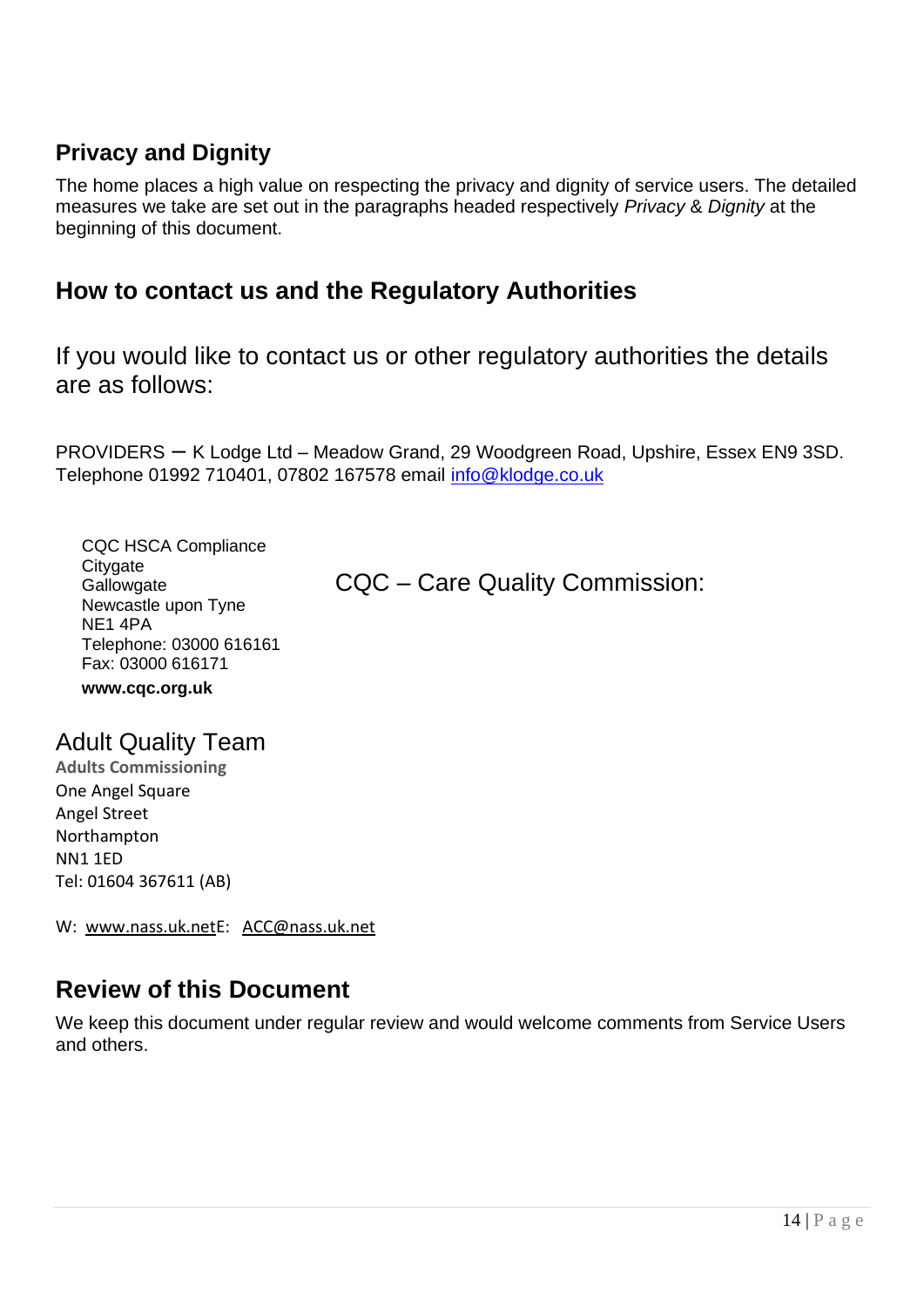## Privacy and Dignity

The home places a high value on respecting the privacy and dignity of service users. The detailed measures we take are set out in the paragraphs headed respectively *Privacy* & *Dignity* at the beginning of this document.

## How to contact us and the Regulatory Authorities

If you would like to contact us or other regulatory authorities the details are as follows:

PROVIDERS – K Lodge Ltd – Meadow Grand, 29 Woodgreen Road, Upshire, Essex EN9 3SD. Telephone 01992 710401, 07802 167578 email info@klodge.co.uk

CQC – Care Quality Commission:

CQC HSCA Compliance
Citygate
Gallowgate
Newcastle upon Tyne
NE1 4PA
Telephone: 03000 616161
Fax: 03000 616171
**www.cqc.org.uk**

### Adult Quality Team

**Adults Commissioning**
One Angel Square
Angel Street
Northampton
NN1 1ED
Tel: 01604 367611 (AB)

W: www.nass.uk.netE: ACC@nass.uk.net

## Review of this Document

We keep this document under regular review and would welcome comments from Service Users and others.